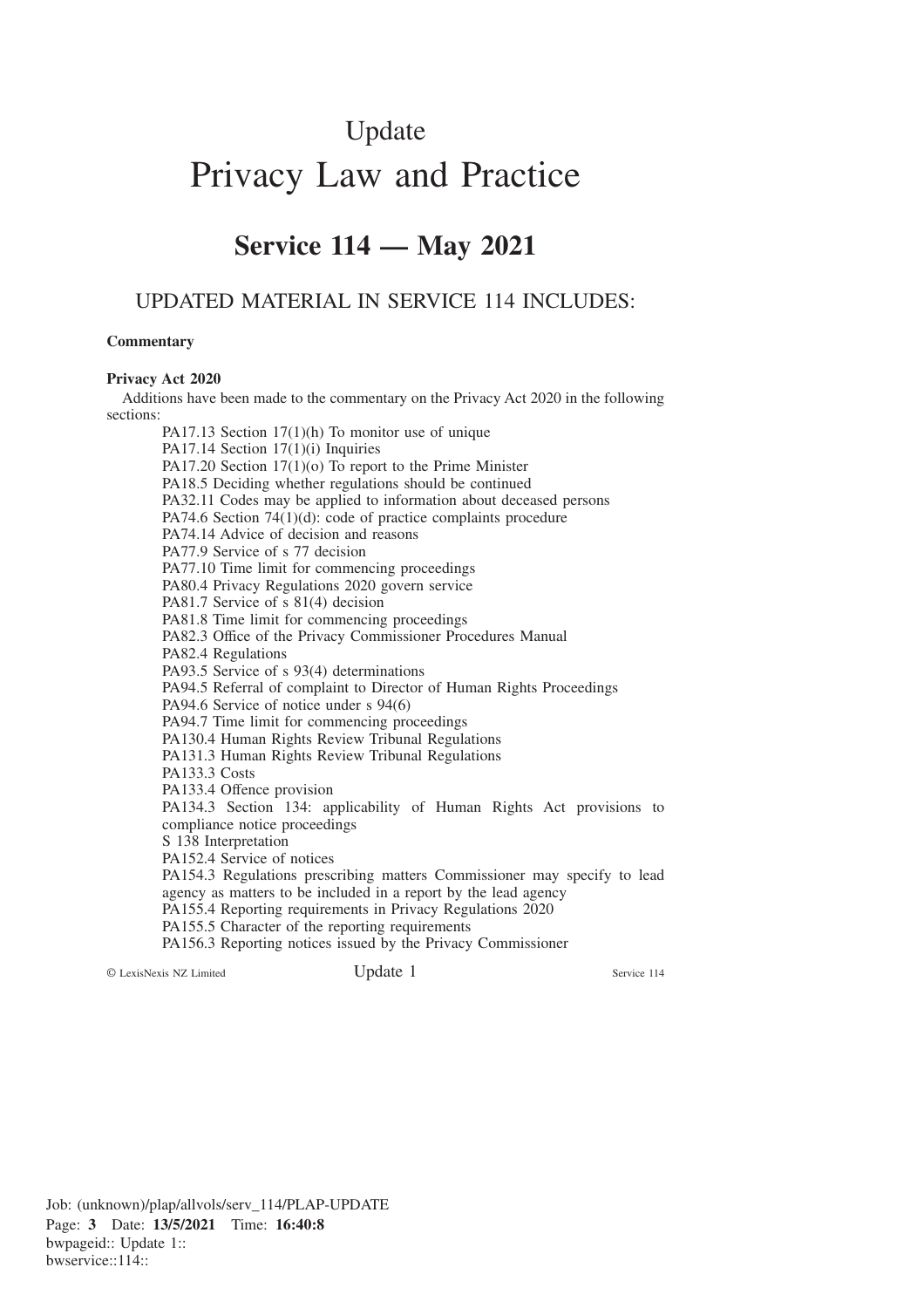# Update

# Privacy Law and Practice

## Service 114 — May 2021

## UPDATED MATERIAL IN SERVICE 114 INCLUDES:

**Commentary**

**Privacy Act 2020**

Additions have been made to the commentary on the Privacy Act 2020 in the following sections:

PA17.13 Section 17(1)(h) To monitor use of unique
PA17.14 Section 17(1)(i) Inquiries
PA17.20 Section 17(1)(o) To report to the Prime Minister
PA18.5 Deciding whether regulations should be continued
PA32.11 Codes may be applied to information about deceased persons
PA74.6 Section 74(1)(d): code of practice complaints procedure
PA74.14 Advice of decision and reasons
PA77.9 Service of s 77 decision
PA77.10 Time limit for commencing proceedings
PA80.4 Privacy Regulations 2020 govern service
PA81.7 Service of s 81(4) decision
PA81.8 Time limit for commencing proceedings
PA82.3 Office of the Privacy Commissioner Procedures Manual
PA82.4 Regulations
PA93.5 Service of s 93(4) determinations
PA94.5 Referral of complaint to Director of Human Rights Proceedings
PA94.6 Service of notice under s 94(6)
PA94.7 Time limit for commencing proceedings
PA130.4 Human Rights Review Tribunal Regulations
PA131.3 Human Rights Review Tribunal Regulations
PA133.3 Costs
PA133.4 Offence provision
PA134.3 Section 134: applicability of Human Rights Act provisions to compliance notice proceedings
S 138 Interpretation
PA152.4 Service of notices
PA154.3 Regulations prescribing matters Commissioner may specify to lead agency as matters to be included in a report by the lead agency
PA155.4 Reporting requirements in Privacy Regulations 2020
PA155.5 Character of the reporting requirements
PA156.3 Reporting notices issued by the Privacy Commissioner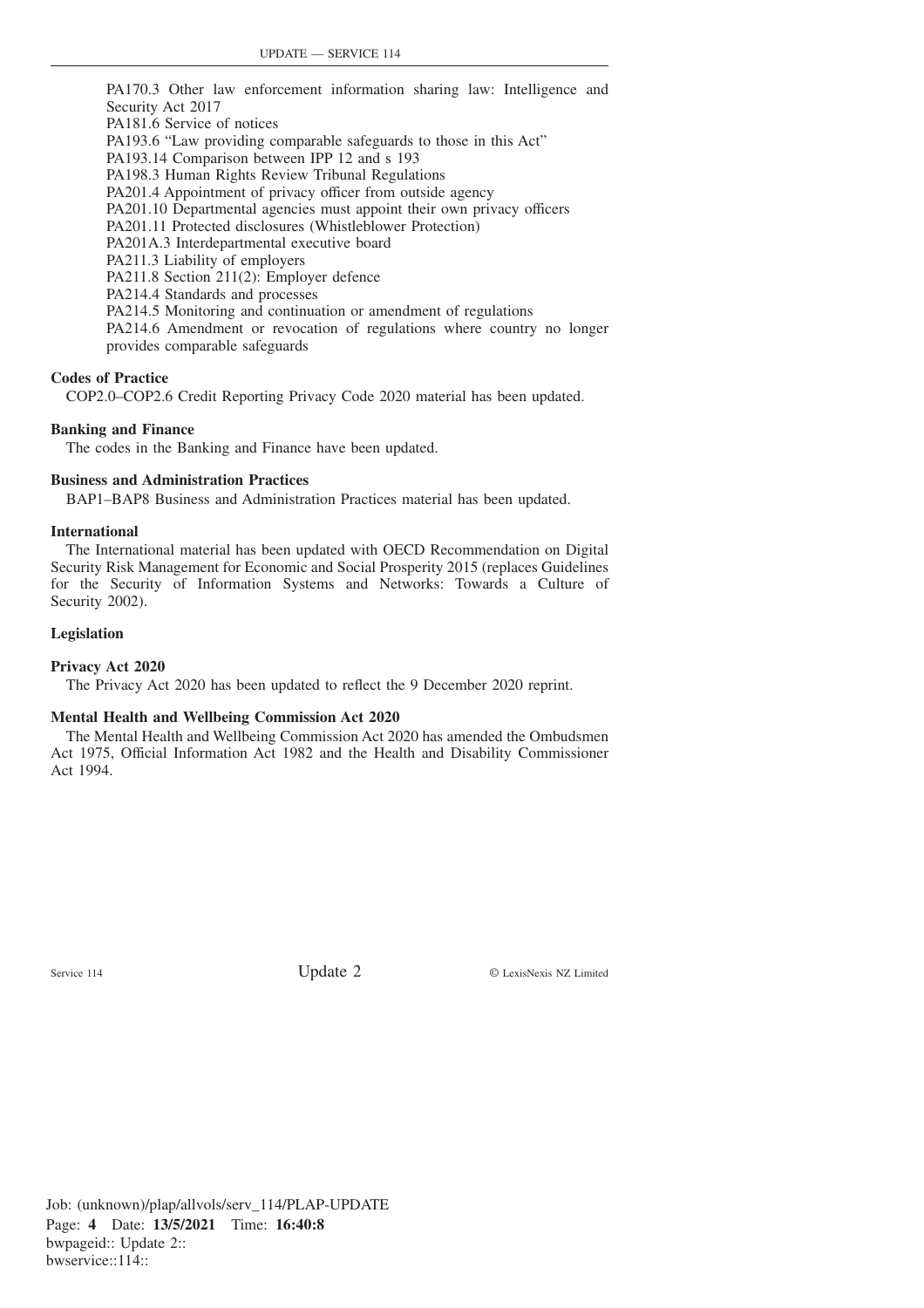PA170.3 Other law enforcement information sharing law: Intelligence and Security Act 2017
PA181.6 Service of notices
PA193.6 "Law providing comparable safeguards to those in this Act"
PA193.14 Comparison between IPP 12 and s 193
PA198.3 Human Rights Review Tribunal Regulations
PA201.4 Appointment of privacy officer from outside agency
PA201.10 Departmental agencies must appoint their own privacy officers
PA201.11 Protected disclosures (Whistleblower Protection)
PA201A.3 Interdepartmental executive board
PA211.3 Liability of employers
PA211.8 Section 211(2): Employer defence
PA214.4 Standards and processes
PA214.5 Monitoring and continuation or amendment of regulations
PA214.6 Amendment or revocation of regulations where country no longer provides comparable safeguards

**Codes of Practice**

COP2.0–COP2.6 Credit Reporting Privacy Code 2020 material has been updated.

**Banking and Finance**

The codes in the Banking and Finance have been updated.

**Business and Administration Practices**

BAP1–BAP8 Business and Administration Practices material has been updated.

**International**

The International material has been updated with OECD Recommendation on Digital Security Risk Management for Economic and Social Prosperity 2015 (replaces Guidelines for the Security of Information Systems and Networks: Towards a Culture of Security 2002).

**Legislation**

**Privacy Act 2020**

The Privacy Act 2020 has been updated to reflect the 9 December 2020 reprint.

**Mental Health and Wellbeing Commission Act 2020**

The Mental Health and Wellbeing Commission Act 2020 has amended the Ombudsmen Act 1975, Official Information Act 1982 and the Health and Disability Commissioner Act 1994.